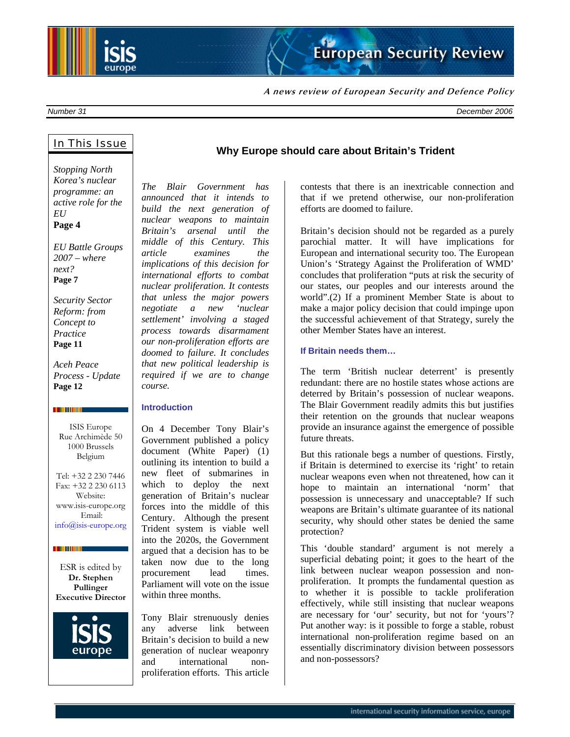# European Security Review

*A news review of European Security and Defence Policy*

*Number 31* *December 2006*

## In This Issue

*Stopping North Korea's nuclear programme: an active role for the EU*
**Page 4**

*EU Battle Groups 2007 – where next?*
**Page 7**

*Security Sector Reform: from Concept to Practice*
**Page 11**

*Aceh Peace Process - Update*
**Page 12**

ISIS Europe
Rue Archimède 50
1000 Brussels
Belgium

Tel: +32 2 230 7446
Fax: +32 2 230 6113
Website:
www.isis-europe.org
Email:
info@isis-europe.org

ESR is edited by
**Dr. Stephen Pullinger**
**Executive Director**

## Why Europe should care about Britain's Trident

*The Blair Government has announced that it intends to build the next generation of nuclear weapons to maintain Britain's arsenal until the middle of this Century. This article examines the implications of this decision for international efforts to combat nuclear proliferation. It contests that unless the major powers negotiate a new 'nuclear settlement' involving a staged process towards disarmament our non-proliferation efforts are doomed to failure. It concludes that new political leadership is required if we are to change course.*

### Introduction

On 4 December Tony Blair's Government published a policy document (White Paper) (1) outlining its intention to build a new fleet of submarines in which to deploy the next generation of Britain's nuclear forces into the middle of this Century. Although the present Trident system is viable well into the 2020s, the Government argued that a decision has to be taken now due to the long procurement lead times. Parliament will vote on the issue within three months.

Tony Blair strenuously denies any adverse link between Britain's decision to build a new generation of nuclear weaponry and international non-proliferation efforts. This article contests that there is an inextricable connection and that if we pretend otherwise, our non-proliferation efforts are doomed to failure.

Britain's decision should not be regarded as a purely parochial matter. It will have implications for European and international security too. The European Union's 'Strategy Against the Proliferation of WMD' concludes that proliferation "puts at risk the security of our states, our peoples and our interests around the world".(2) If a prominent Member State is about to make a major policy decision that could impinge upon the successful achievement of that Strategy, surely the other Member States have an interest.

### If Britain needs them…

The term 'British nuclear deterrent' is presently redundant: there are no hostile states whose actions are deterred by Britain's possession of nuclear weapons. The Blair Government readily admits this but justifies their retention on the grounds that nuclear weapons provide an insurance against the emergence of possible future threats.

But this rationale begs a number of questions. Firstly, if Britain is determined to exercise its 'right' to retain nuclear weapons even when not threatened, how can it hope to maintain an international 'norm' that possession is unnecessary and unacceptable? If such weapons are Britain's ultimate guarantee of its national security, why should other states be denied the same protection?

This 'double standard' argument is not merely a superficial debating point; it goes to the heart of the link between nuclear weapon possession and non-proliferation. It prompts the fundamental question as to whether it is possible to tackle proliferation effectively, while still insisting that nuclear weapons are necessary for 'our' security, but not for 'yours'? Put another way: is it possible to forge a stable, robust international non-proliferation regime based on an essentially discriminatory division between possessors and non-possessors?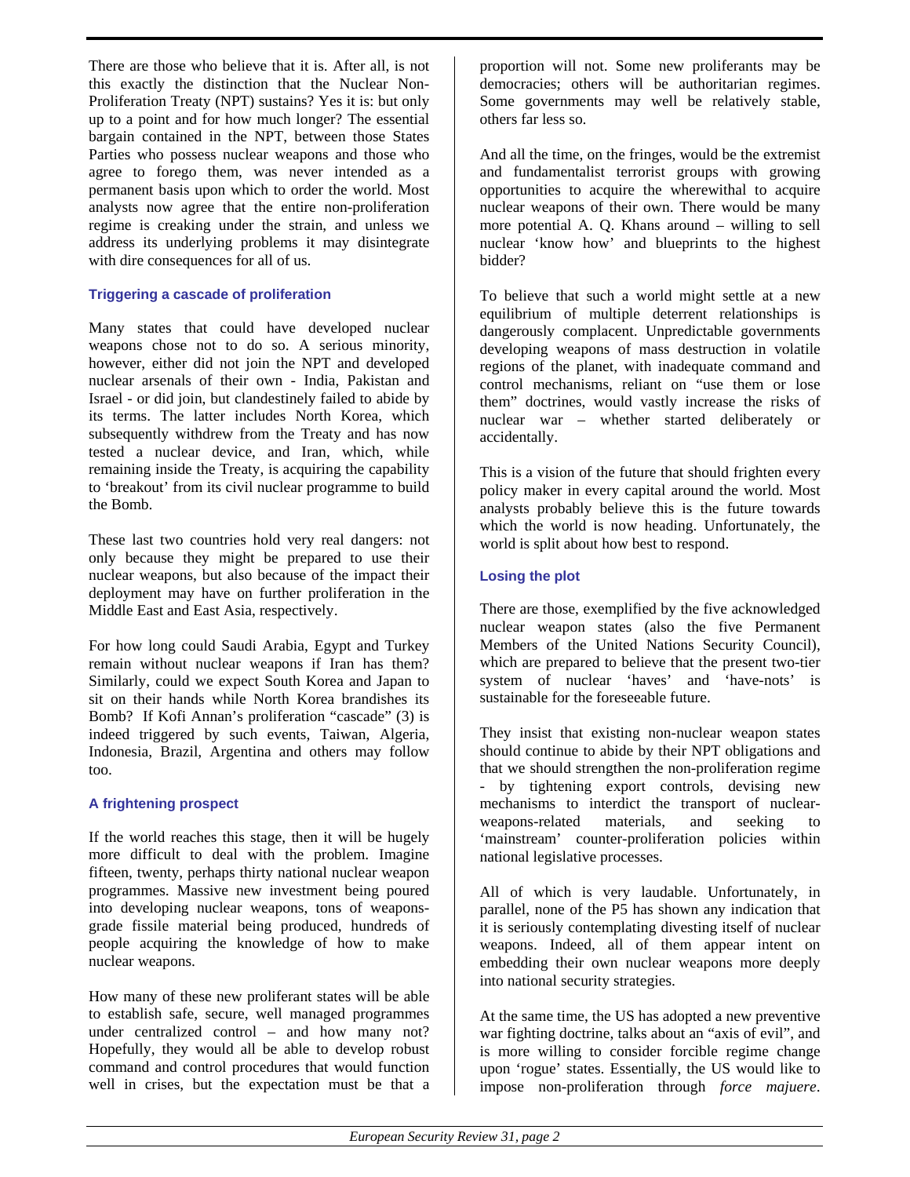There are those who believe that it is. After all, is not this exactly the distinction that the Nuclear Non-Proliferation Treaty (NPT) sustains? Yes it is: but only up to a point and for how much longer? The essential bargain contained in the NPT, between those States Parties who possess nuclear weapons and those who agree to forego them, was never intended as a permanent basis upon which to order the world. Most analysts now agree that the entire non-proliferation regime is creaking under the strain, and unless we address its underlying problems it may disintegrate with dire consequences for all of us.

### Triggering a cascade of proliferation

Many states that could have developed nuclear weapons chose not to do so. A serious minority, however, either did not join the NPT and developed nuclear arsenals of their own - India, Pakistan and Israel - or did join, but clandestinely failed to abide by its terms. The latter includes North Korea, which subsequently withdrew from the Treaty and has now tested a nuclear device, and Iran, which, while remaining inside the Treaty, is acquiring the capability to 'breakout' from its civil nuclear programme to build the Bomb.

These last two countries hold very real dangers: not only because they might be prepared to use their nuclear weapons, but also because of the impact their deployment may have on further proliferation in the Middle East and East Asia, respectively.

For how long could Saudi Arabia, Egypt and Turkey remain without nuclear weapons if Iran has them? Similarly, could we expect South Korea and Japan to sit on their hands while North Korea brandishes its Bomb? If Kofi Annan's proliferation "cascade" (3) is indeed triggered by such events, Taiwan, Algeria, Indonesia, Brazil, Argentina and others may follow too.

### A frightening prospect

If the world reaches this stage, then it will be hugely more difficult to deal with the problem. Imagine fifteen, twenty, perhaps thirty national nuclear weapon programmes. Massive new investment being poured into developing nuclear weapons, tons of weapons-grade fissile material being produced, hundreds of people acquiring the knowledge of how to make nuclear weapons.

How many of these new proliferant states will be able to establish safe, secure, well managed programmes under centralized control – and how many not? Hopefully, they would all be able to develop robust command and control procedures that would function well in crises, but the expectation must be that a proportion will not. Some new proliferants may be democracies; others will be authoritarian regimes. Some governments may well be relatively stable, others far less so.

And all the time, on the fringes, would be the extremist and fundamentalist terrorist groups with growing opportunities to acquire the wherewithal to acquire nuclear weapons of their own. There would be many more potential A. Q. Khans around – willing to sell nuclear 'know how' and blueprints to the highest bidder?

To believe that such a world might settle at a new equilibrium of multiple deterrent relationships is dangerously complacent. Unpredictable governments developing weapons of mass destruction in volatile regions of the planet, with inadequate command and control mechanisms, reliant on "use them or lose them" doctrines, would vastly increase the risks of nuclear war – whether started deliberately or accidentally.

This is a vision of the future that should frighten every policy maker in every capital around the world. Most analysts probably believe this is the future towards which the world is now heading. Unfortunately, the world is split about how best to respond.

### Losing the plot

There are those, exemplified by the five acknowledged nuclear weapon states (also the five Permanent Members of the United Nations Security Council), which are prepared to believe that the present two-tier system of nuclear 'haves' and 'have-nots' is sustainable for the foreseeable future.

They insist that existing non-nuclear weapon states should continue to abide by their NPT obligations and that we should strengthen the non-proliferation regime - by tightening export controls, devising new mechanisms to interdict the transport of nuclear-weapons-related materials, and seeking to 'mainstream' counter-proliferation policies within national legislative processes.

All of which is very laudable. Unfortunately, in parallel, none of the P5 has shown any indication that it is seriously contemplating divesting itself of nuclear weapons. Indeed, all of them appear intent on embedding their own nuclear weapons more deeply into national security strategies.

At the same time, the US has adopted a new preventive war fighting doctrine, talks about an "axis of evil", and is more willing to consider forcible regime change upon 'rogue' states. Essentially, the US would like to impose non-proliferation through *force majuere*.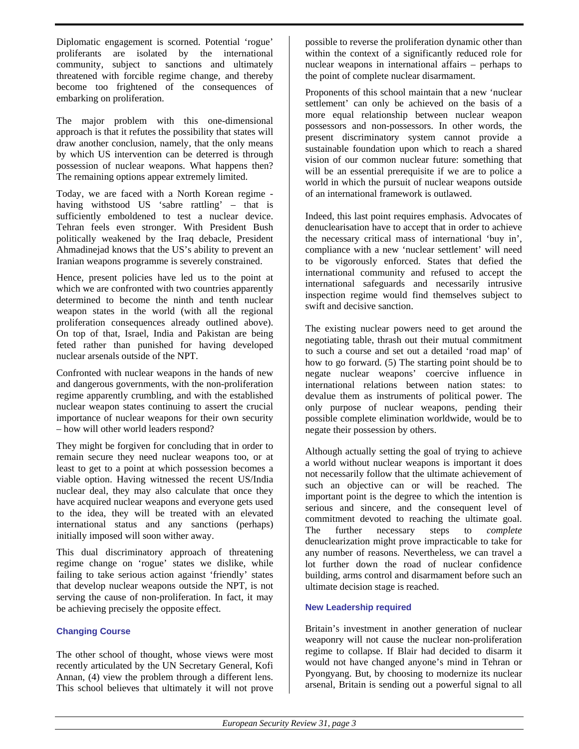Diplomatic engagement is scorned. Potential 'rogue' proliferants are isolated by the international community, subject to sanctions and ultimately threatened with forcible regime change, and thereby become too frightened of the consequences of embarking on proliferation.

The major problem with this one-dimensional approach is that it refutes the possibility that states will draw another conclusion, namely, that the only means by which US intervention can be deterred is through possession of nuclear weapons. What happens then? The remaining options appear extremely limited.

Today, we are faced with a North Korean regime - having withstood US 'sabre rattling' – that is sufficiently emboldened to test a nuclear device. Tehran feels even stronger. With President Bush politically weakened by the Iraq debacle, President Ahmadinejad knows that the US's ability to prevent an Iranian weapons programme is severely constrained.

Hence, present policies have led us to the point at which we are confronted with two countries apparently determined to become the ninth and tenth nuclear weapon states in the world (with all the regional proliferation consequences already outlined above). On top of that, Israel, India and Pakistan are being feted rather than punished for having developed nuclear arsenals outside of the NPT.

Confronted with nuclear weapons in the hands of new and dangerous governments, with the non-proliferation regime apparently crumbling, and with the established nuclear weapon states continuing to assert the crucial importance of nuclear weapons for their own security – how will other world leaders respond?

They might be forgiven for concluding that in order to remain secure they need nuclear weapons too, or at least to get to a point at which possession becomes a viable option. Having witnessed the recent US/India nuclear deal, they may also calculate that once they have acquired nuclear weapons and everyone gets used to the idea, they will be treated with an elevated international status and any sanctions (perhaps) initially imposed will soon wither away.

This dual discriminatory approach of threatening regime change on 'rogue' states we dislike, while failing to take serious action against 'friendly' states that develop nuclear weapons outside the NPT, is not serving the cause of non-proliferation. In fact, it may be achieving precisely the opposite effect.

### Changing Course

The other school of thought, whose views were most recently articulated by the UN Secretary General, Kofi Annan, (4) view the problem through a different lens. This school believes that ultimately it will not prove possible to reverse the proliferation dynamic other than within the context of a significantly reduced role for nuclear weapons in international affairs – perhaps to the point of complete nuclear disarmament.

Proponents of this school maintain that a new 'nuclear settlement' can only be achieved on the basis of a more equal relationship between nuclear weapon possessors and non-possessors. In other words, the present discriminatory system cannot provide a sustainable foundation upon which to reach a shared vision of our common nuclear future: something that will be an essential prerequisite if we are to police a world in which the pursuit of nuclear weapons outside of an international framework is outlawed.

Indeed, this last point requires emphasis. Advocates of denuclearisation have to accept that in order to achieve the necessary critical mass of international 'buy in', compliance with a new 'nuclear settlement' will need to be vigorously enforced. States that defied the international community and refused to accept the international safeguards and necessarily intrusive inspection regime would find themselves subject to swift and decisive sanction.

The existing nuclear powers need to get around the negotiating table, thrash out their mutual commitment to such a course and set out a detailed 'road map' of how to go forward. (5) The starting point should be to negate nuclear weapons' coercive influence in international relations between nation states: to devalue them as instruments of political power. The only purpose of nuclear weapons, pending their possible complete elimination worldwide, would be to negate their possession by others.

Although actually setting the goal of trying to achieve a world without nuclear weapons is important it does not necessarily follow that the ultimate achievement of such an objective can or will be reached. The important point is the degree to which the intention is serious and sincere, and the consequent level of commitment devoted to reaching the ultimate goal. The further necessary steps to *complete* denuclearization might prove impracticable to take for any number of reasons. Nevertheless, we can travel a lot further down the road of nuclear confidence building, arms control and disarmament before such an ultimate decision stage is reached.

### New Leadership required

Britain's investment in another generation of nuclear weaponry will not cause the nuclear non-proliferation regime to collapse. If Blair had decided to disarm it would not have changed anyone's mind in Tehran or Pyongyang. But, by choosing to modernize its nuclear arsenal, Britain is sending out a powerful signal to all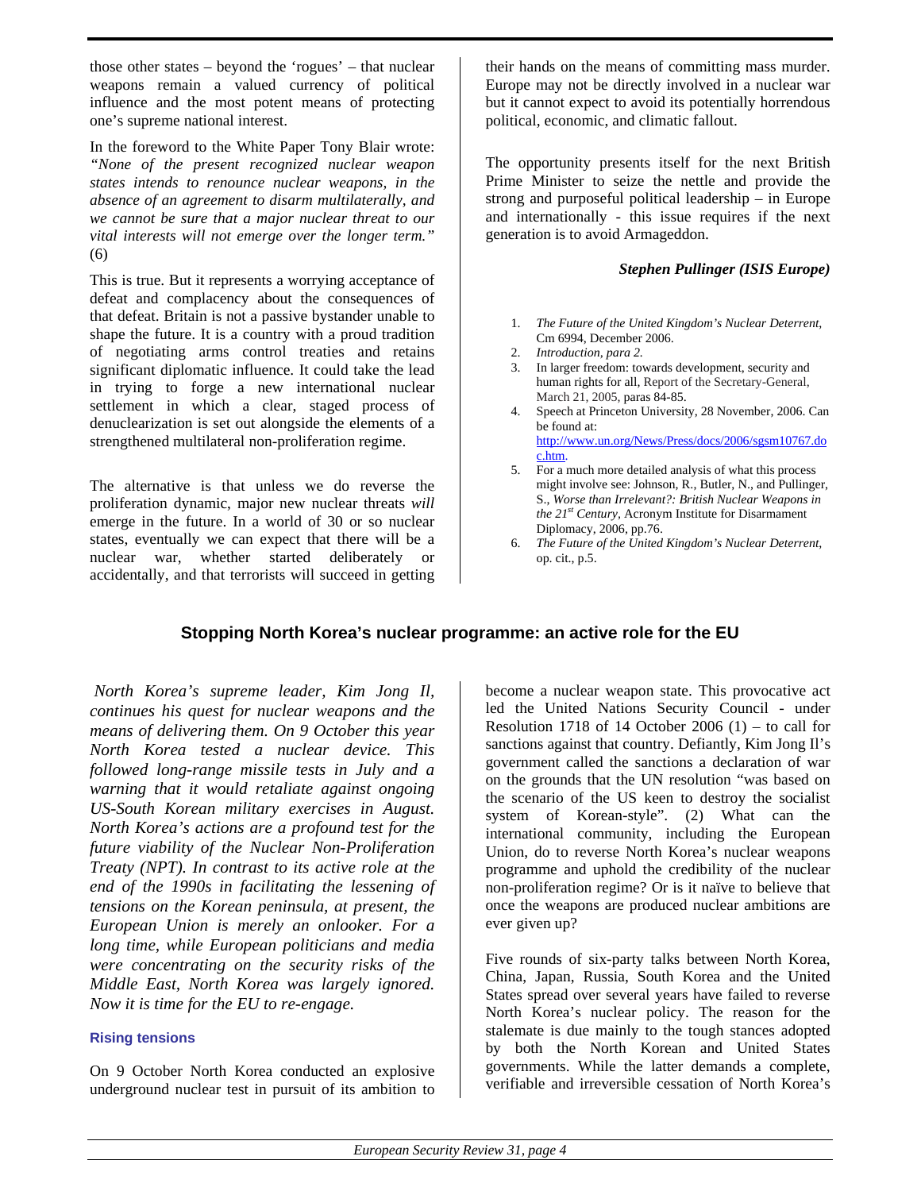those other states – beyond the 'rogues' – that nuclear weapons remain a valued currency of political influence and the most potent means of protecting one's supreme national interest.

In the foreword to the White Paper Tony Blair wrote: *"None of the present recognized nuclear weapon states intends to renounce nuclear weapons, in the absence of an agreement to disarm multilaterally, and we cannot be sure that a major nuclear threat to our vital interests will not emerge over the longer term."* (6)

This is true. But it represents a worrying acceptance of defeat and complacency about the consequences of that defeat. Britain is not a passive bystander unable to shape the future. It is a country with a proud tradition of negotiating arms control treaties and retains significant diplomatic influence. It could take the lead in trying to forge a new international nuclear settlement in which a clear, staged process of denuclearization is set out alongside the elements of a strengthened multilateral non-proliferation regime.

The alternative is that unless we do reverse the proliferation dynamic, major new nuclear threats *will* emerge in the future. In a world of 30 or so nuclear states, eventually we can expect that there will be a nuclear war, whether started deliberately or accidentally, and that terrorists will succeed in getting their hands on the means of committing mass murder. Europe may not be directly involved in a nuclear war but it cannot expect to avoid its potentially horrendous political, economic, and climatic fallout.

The opportunity presents itself for the next British Prime Minister to seize the nettle and provide the strong and purposeful political leadership – in Europe and internationally - this issue requires if the next generation is to avoid Armageddon.

***Stephen Pullinger (ISIS Europe)***

1. *The Future of the United Kingdom's Nuclear Deterrent*, Cm 6994, December 2006.
2. *Introduction, para 2.*
3. In larger freedom: towards development, security and human rights for all, Report of the Secretary-General, March 21, 2005, paras 84-85.
4. Speech at Princeton University, 28 November, 2006. Can be found at: http://www.un.org/News/Press/docs/2006/sgsm10767.doc.htm.
5. For a much more detailed analysis of what this process might involve see: Johnson, R., Butler, N., and Pullinger, S., *Worse than Irrelevant?: British Nuclear Weapons in the 21st Century*, Acronym Institute for Disarmament Diplomacy, 2006, pp.76.
6. *The Future of the United Kingdom's Nuclear Deterrent*, op. cit., p.5.

## Stopping North Korea's nuclear programme: an active role for the EU

*North Korea's supreme leader, Kim Jong Il, continues his quest for nuclear weapons and the means of delivering them. On 9 October this year North Korea tested a nuclear device. This followed long-range missile tests in July and a warning that it would retaliate against ongoing US-South Korean military exercises in August. North Korea's actions are a profound test for the future viability of the Nuclear Non-Proliferation Treaty (NPT). In contrast to its active role at the end of the 1990s in facilitating the lessening of tensions on the Korean peninsula, at present, the European Union is merely an onlooker. For a long time, while European politicians and media were concentrating on the security risks of the Middle East, North Korea was largely ignored. Now it is time for the EU to re-engage.*

### Rising tensions

On 9 October North Korea conducted an explosive underground nuclear test in pursuit of its ambition to become a nuclear weapon state. This provocative act led the United Nations Security Council - under Resolution 1718 of 14 October 2006 (1) – to call for sanctions against that country. Defiantly, Kim Jong Il's government called the sanctions a declaration of war on the grounds that the UN resolution "was based on the scenario of the US keen to destroy the socialist system of Korean-style". (2) What can the international community, including the European Union, do to reverse North Korea's nuclear weapons programme and uphold the credibility of the nuclear non-proliferation regime? Or is it naïve to believe that once the weapons are produced nuclear ambitions are ever given up?

Five rounds of six-party talks between North Korea, China, Japan, Russia, South Korea and the United States spread over several years have failed to reverse North Korea's nuclear policy. The reason for the stalemate is due mainly to the tough stances adopted by both the North Korean and United States governments. While the latter demands a complete, verifiable and irreversible cessation of North Korea's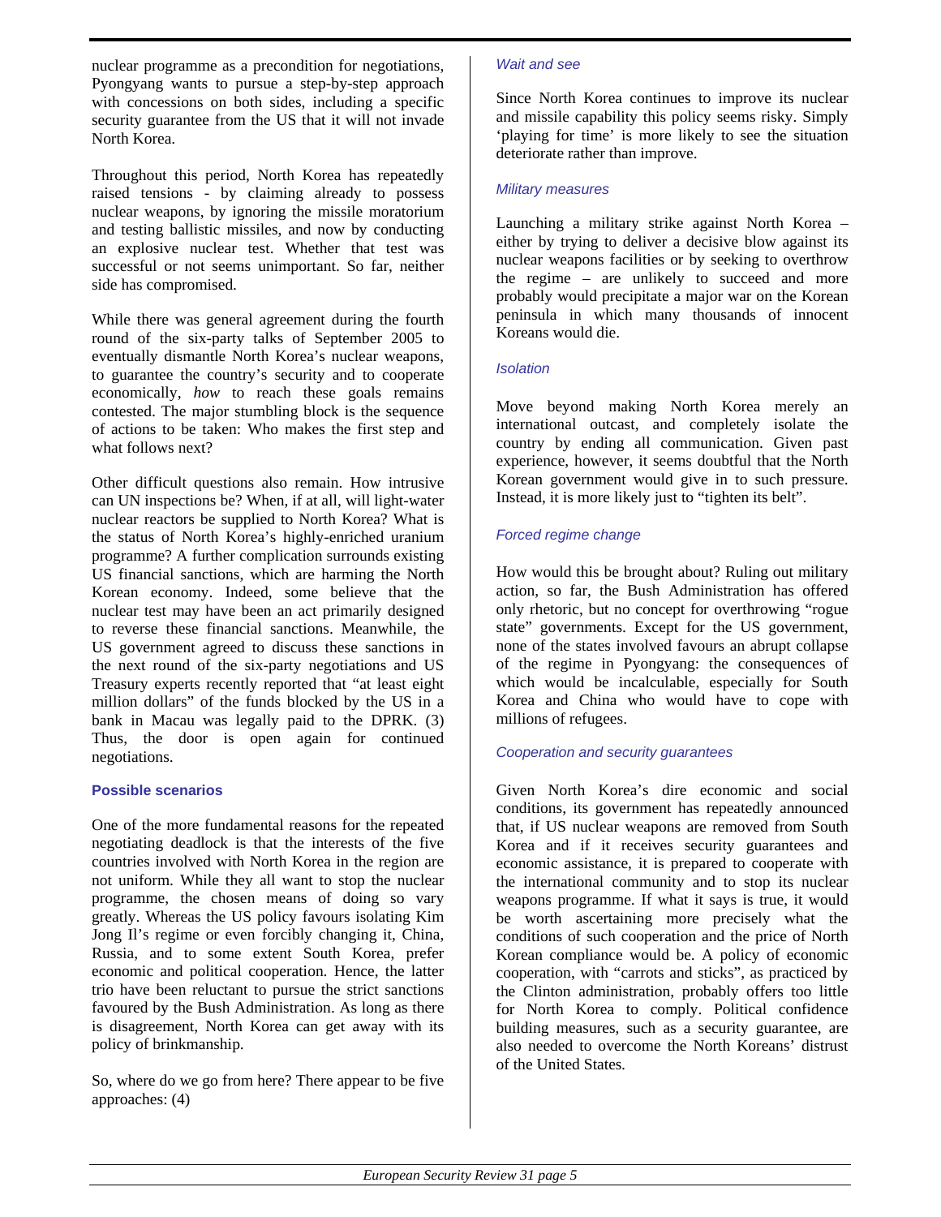nuclear programme as a precondition for negotiations, Pyongyang wants to pursue a step-by-step approach with concessions on both sides, including a specific security guarantee from the US that it will not invade North Korea.

Throughout this period, North Korea has repeatedly raised tensions - by claiming already to possess nuclear weapons, by ignoring the missile moratorium and testing ballistic missiles, and now by conducting an explosive nuclear test. Whether that test was successful or not seems unimportant. So far, neither side has compromised.

While there was general agreement during the fourth round of the six-party talks of September 2005 to eventually dismantle North Korea's nuclear weapons, to guarantee the country's security and to cooperate economically, *how* to reach these goals remains contested. The major stumbling block is the sequence of actions to be taken: Who makes the first step and what follows next?

Other difficult questions also remain. How intrusive can UN inspections be? When, if at all, will light-water nuclear reactors be supplied to North Korea? What is the status of North Korea's highly-enriched uranium programme? A further complication surrounds existing US financial sanctions, which are harming the North Korean economy. Indeed, some believe that the nuclear test may have been an act primarily designed to reverse these financial sanctions. Meanwhile, the US government agreed to discuss these sanctions in the next round of the six-party negotiations and US Treasury experts recently reported that "at least eight million dollars" of the funds blocked by the US in a bank in Macau was legally paid to the DPRK. (3) Thus, the door is open again for continued negotiations.

### Possible scenarios

One of the more fundamental reasons for the repeated negotiating deadlock is that the interests of the five countries involved with North Korea in the region are not uniform. While they all want to stop the nuclear programme, the chosen means of doing so vary greatly. Whereas the US policy favours isolating Kim Jong Il's regime or even forcibly changing it, China, Russia, and to some extent South Korea, prefer economic and political cooperation. Hence, the latter trio have been reluctant to pursue the strict sanctions favoured by the Bush Administration. As long as there is disagreement, North Korea can get away with its policy of brinkmanship.

So, where do we go from here? There appear to be five approaches: (4)

#### *Wait and see*

Since North Korea continues to improve its nuclear and missile capability this policy seems risky. Simply 'playing for time' is more likely to see the situation deteriorate rather than improve.

#### *Military measures*

Launching a military strike against North Korea – either by trying to deliver a decisive blow against its nuclear weapons facilities or by seeking to overthrow the regime – are unlikely to succeed and more probably would precipitate a major war on the Korean peninsula in which many thousands of innocent Koreans would die.

#### *Isolation*

Move beyond making North Korea merely an international outcast, and completely isolate the country by ending all communication. Given past experience, however, it seems doubtful that the North Korean government would give in to such pressure. Instead, it is more likely just to "tighten its belt".

#### *Forced regime change*

How would this be brought about? Ruling out military action, so far, the Bush Administration has offered only rhetoric, but no concept for overthrowing "rogue state" governments. Except for the US government, none of the states involved favours an abrupt collapse of the regime in Pyongyang: the consequences of which would be incalculable, especially for South Korea and China who would have to cope with millions of refugees.

#### *Cooperation and security guarantees*

Given North Korea's dire economic and social conditions, its government has repeatedly announced that, if US nuclear weapons are removed from South Korea and if it receives security guarantees and economic assistance, it is prepared to cooperate with the international community and to stop its nuclear weapons programme. If what it says is true, it would be worth ascertaining more precisely what the conditions of such cooperation and the price of North Korean compliance would be. A policy of economic cooperation, with "carrots and sticks", as practiced by the Clinton administration, probably offers too little for North Korea to comply. Political confidence building measures, such as a security guarantee, are also needed to overcome the North Koreans' distrust of the United States.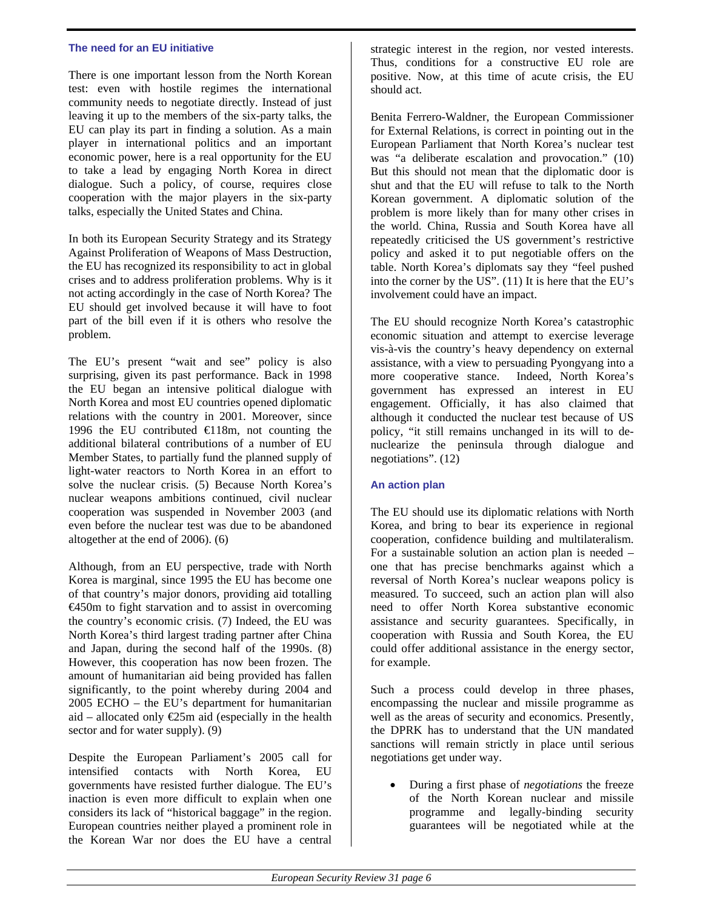### The need for an EU initiative

There is one important lesson from the North Korean test: even with hostile regimes the international community needs to negotiate directly. Instead of just leaving it up to the members of the six-party talks, the EU can play its part in finding a solution. As a main player in international politics and an important economic power, here is a real opportunity for the EU to take a lead by engaging North Korea in direct dialogue. Such a policy, of course, requires close cooperation with the major players in the six-party talks, especially the United States and China.

In both its European Security Strategy and its Strategy Against Proliferation of Weapons of Mass Destruction, the EU has recognized its responsibility to act in global crises and to address proliferation problems. Why is it not acting accordingly in the case of North Korea? The EU should get involved because it will have to foot part of the bill even if it is others who resolve the problem.

The EU's present "wait and see" policy is also surprising, given its past performance. Back in 1998 the EU began an intensive political dialogue with North Korea and most EU countries opened diplomatic relations with the country in 2001. Moreover, since 1996 the EU contributed €118m, not counting the additional bilateral contributions of a number of EU Member States, to partially fund the planned supply of light-water reactors to North Korea in an effort to solve the nuclear crisis. (5) Because North Korea's nuclear weapons ambitions continued, civil nuclear cooperation was suspended in November 2003 (and even before the nuclear test was due to be abandoned altogether at the end of 2006). (6)

Although, from an EU perspective, trade with North Korea is marginal, since 1995 the EU has become one of that country's major donors, providing aid totalling €450m to fight starvation and to assist in overcoming the country's economic crisis. (7) Indeed, the EU was North Korea's third largest trading partner after China and Japan, during the second half of the 1990s. (8) However, this cooperation has now been frozen. The amount of humanitarian aid being provided has fallen significantly, to the point whereby during 2004 and 2005 ECHO – the EU's department for humanitarian aid – allocated only €25m aid (especially in the health sector and for water supply). (9)

Despite the European Parliament's 2005 call for intensified contacts with North Korea, EU governments have resisted further dialogue. The EU's inaction is even more difficult to explain when one considers its lack of "historical baggage" in the region. European countries neither played a prominent role in the Korean War nor does the EU have a central strategic interest in the region, nor vested interests. Thus, conditions for a constructive EU role are positive. Now, at this time of acute crisis, the EU should act.

Benita Ferrero-Waldner, the European Commissioner for External Relations, is correct in pointing out in the European Parliament that North Korea's nuclear test was "a deliberate escalation and provocation." (10) But this should not mean that the diplomatic door is shut and that the EU will refuse to talk to the North Korean government. A diplomatic solution of the problem is more likely than for many other crises in the world. China, Russia and South Korea have all repeatedly criticised the US government's restrictive policy and asked it to put negotiable offers on the table. North Korea's diplomats say they "feel pushed into the corner by the US". (11) It is here that the EU's involvement could have an impact.

The EU should recognize North Korea's catastrophic economic situation and attempt to exercise leverage vis-à-vis the country's heavy dependency on external assistance, with a view to persuading Pyongyang into a more cooperative stance. Indeed, North Korea's government has expressed an interest in EU engagement. Officially, it has also claimed that although it conducted the nuclear test because of US policy, "it still remains unchanged in its will to de-nuclearize the peninsula through dialogue and negotiations". (12)

### An action plan

The EU should use its diplomatic relations with North Korea, and bring to bear its experience in regional cooperation, confidence building and multilateralism. For a sustainable solution an action plan is needed – one that has precise benchmarks against which a reversal of North Korea's nuclear weapons policy is measured. To succeed, such an action plan will also need to offer North Korea substantive economic assistance and security guarantees. Specifically, in cooperation with Russia and South Korea, the EU could offer additional assistance in the energy sector, for example.

Such a process could develop in three phases, encompassing the nuclear and missile programme as well as the areas of security and economics. Presently, the DPRK has to understand that the UN mandated sanctions will remain strictly in place until serious negotiations get under way.

- During a first phase of *negotiations* the freeze of the North Korean nuclear and missile programme and legally-binding security guarantees will be negotiated while at the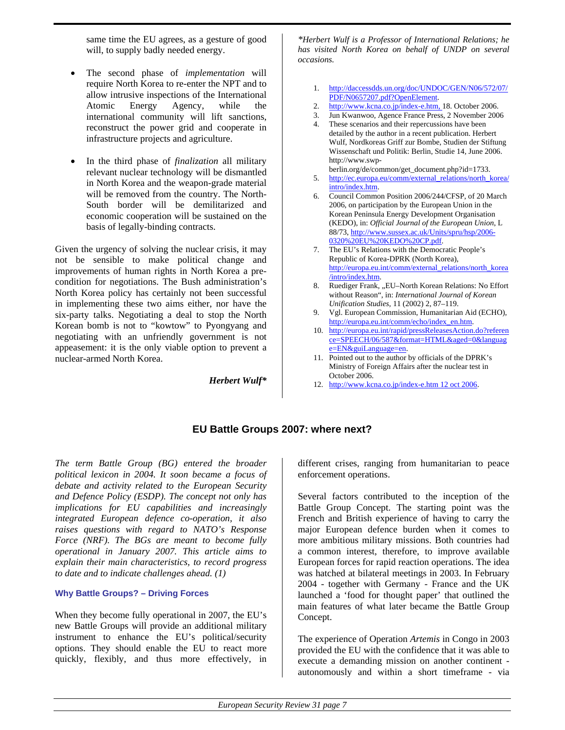same time the EU agrees, as a gesture of good will, to supply badly needed energy.

- The second phase of *implementation* will require North Korea to re-enter the NPT and to allow intrusive inspections of the International Atomic Energy Agency, while the international community will lift sanctions, reconstruct the power grid and cooperate in infrastructure projects and agriculture.
- In the third phase of *finalization* all military relevant nuclear technology will be dismantled in North Korea and the weapon-grade material will be removed from the country. The North-South border will be demilitarized and economic cooperation will be sustained on the basis of legally-binding contracts.

Given the urgency of solving the nuclear crisis, it may not be sensible to make political change and improvements of human rights in North Korea a pre-condition for negotiations. The Bush administration's North Korea policy has certainly not been successful in implementing these two aims either, nor have the six-party talks. Negotiating a deal to stop the North Korean bomb is not to "kowtow" to Pyongyang and negotiating with an unfriendly government is not appeasement: it is the only viable option to prevent a nuclear-armed North Korea.

***Herbert Wulf****

**Herbert Wulf is a Professor of International Relations; he has visited North Korea on behalf of UNDP on several occasions.*

1. http://daccessdds.un.org/doc/UNDOC/GEN/N06/572/07/PDF/N0657207.pdf?OpenElement.
2. http://www.kcna.co.jp/index-e.htm, 18. October 2006.
3. Jun Kwanwoo, Agence France Press, 2 November 2006
4. These scenarios and their repercussions have been detailed by the author in a recent publication. Herbert Wulf, Nordkoreas Griff zur Bombe, Studien der Stiftung Wissenschaft und Politik: Berlin, Studie 14, June 2006. http://www.swp-berlin.org/de/common/get_document.php?id=1733.
5. http://ec.europa.eu/comm/external_relations/north_korea/intro/index.htm.
6. Council Common Position 2006/244/CFSP, of 20 March 2006, on participation by the European Union in the Korean Peninsula Energy Development Organisation (KEDO), in: *Official Journal of the European Union*, L 88/73, http://www.sussex.ac.uk/Units/spru/hsp/2006-0320%20EU%20KEDO%20CP.pdf.
7. The EU's Relations with the Democratic People's Republic of Korea-DPRK (North Korea), http://europa.eu.int/comm/external_relations/north_korea/intro/index.htm.
8. Ruediger Frank, „EU–North Korean Relations: No Effort without Reason", in: *International Journal of Korean Unification Studies*, 11 (2002) 2, 87–119.
9. Vgl. European Commission, Humanitarian Aid (ECHO), http://europa.eu.int/comm/echo/index_en.htm.
10. http://europa.eu.int/rapid/pressReleasesAction.do?reference=SPEECH/06/587&format=HTML&aged=0&language=EN&guiLanguage=en.
11. Pointed out to the author by officials of the DPRK's Ministry of Foreign Affairs after the nuclear test in October 2006.
12. http://www.kcna.co.jp/index-e.htm 12 oct 2006.

## EU Battle Groups 2007: where next?

*The term Battle Group (BG) entered the broader political lexicon in 2004. It soon became a focus of debate and activity related to the European Security and Defence Policy (ESDP). The concept not only has implications for EU capabilities and increasingly integrated European defence co-operation, it also raises questions with regard to NATO's Response Force (NRF). The BGs are meant to become fully operational in January 2007. This article aims to explain their main characteristics, to record progress to date and to indicate challenges ahead. (1)*

### Why Battle Groups? – Driving Forces

When they become fully operational in 2007, the EU's new Battle Groups will provide an additional military instrument to enhance the EU's political/security options. They should enable the EU to react more quickly, flexibly, and thus more effectively, in different crises, ranging from humanitarian to peace enforcement operations.

Several factors contributed to the inception of the Battle Group Concept. The starting point was the French and British experience of having to carry the major European defence burden when it comes to more ambitious military missions. Both countries had a common interest, therefore, to improve available European forces for rapid reaction operations. The idea was hatched at bilateral meetings in 2003. In February 2004 - together with Germany - France and the UK launched a 'food for thought paper' that outlined the main features of what later became the Battle Group Concept.

The experience of Operation *Artemis* in Congo in 2003 provided the EU with the confidence that it was able to execute a demanding mission on another continent - autonomously and within a short timeframe - via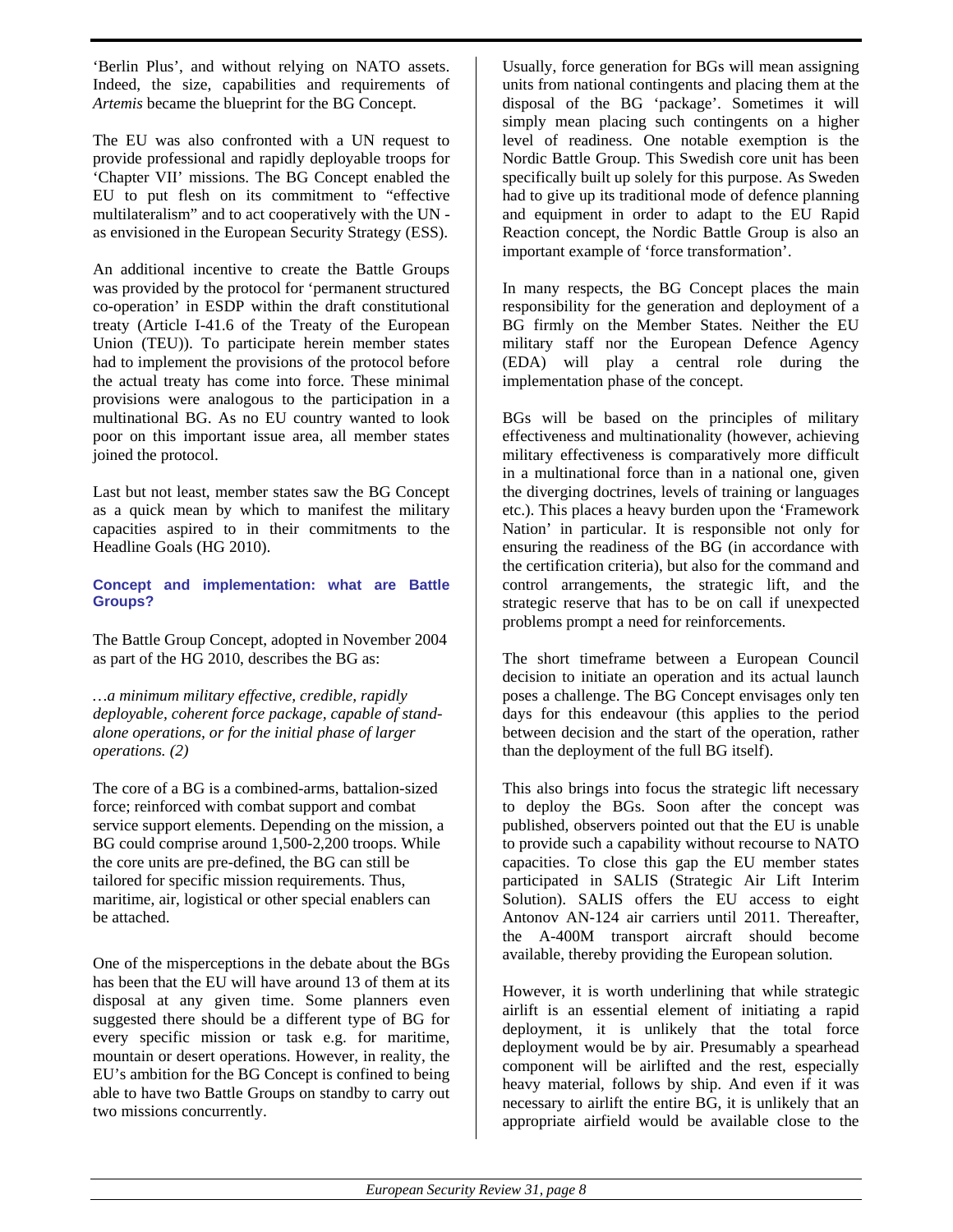'Berlin Plus', and without relying on NATO assets. Indeed, the size, capabilities and requirements of *Artemis* became the blueprint for the BG Concept.

The EU was also confronted with a UN request to provide professional and rapidly deployable troops for 'Chapter VII' missions. The BG Concept enabled the EU to put flesh on its commitment to "effective multilateralism" and to act cooperatively with the UN - as envisioned in the European Security Strategy (ESS).

An additional incentive to create the Battle Groups was provided by the protocol for 'permanent structured co-operation' in ESDP within the draft constitutional treaty (Article I-41.6 of the Treaty of the European Union (TEU)). To participate herein member states had to implement the provisions of the protocol before the actual treaty has come into force. These minimal provisions were analogous to the participation in a multinational BG. As no EU country wanted to look poor on this important issue area, all member states joined the protocol.

Last but not least, member states saw the BG Concept as a quick mean by which to manifest the military capacities aspired to in their commitments to the Headline Goals (HG 2010).

### Concept and implementation: what are Battle Groups?

The Battle Group Concept, adopted in November 2004 as part of the HG 2010, describes the BG as:

*…a minimum military effective, credible, rapidly deployable, coherent force package, capable of stand-alone operations, or for the initial phase of larger operations. (2)*

The core of a BG is a combined-arms, battalion-sized force; reinforced with combat support and combat service support elements. Depending on the mission, a BG could comprise around 1,500-2,200 troops. While the core units are pre-defined, the BG can still be tailored for specific mission requirements. Thus, maritime, air, logistical or other special enablers can be attached.

One of the misperceptions in the debate about the BGs has been that the EU will have around 13 of them at its disposal at any given time. Some planners even suggested there should be a different type of BG for every specific mission or task e.g. for maritime, mountain or desert operations. However, in reality, the EU's ambition for the BG Concept is confined to being able to have two Battle Groups on standby to carry out two missions concurrently.

Usually, force generation for BGs will mean assigning units from national contingents and placing them at the disposal of the BG 'package'. Sometimes it will simply mean placing such contingents on a higher level of readiness. One notable exemption is the Nordic Battle Group. This Swedish core unit has been specifically built up solely for this purpose. As Sweden had to give up its traditional mode of defence planning and equipment in order to adapt to the EU Rapid Reaction concept, the Nordic Battle Group is also an important example of 'force transformation'.

In many respects, the BG Concept places the main responsibility for the generation and deployment of a BG firmly on the Member States. Neither the EU military staff nor the European Defence Agency (EDA) will play a central role during the implementation phase of the concept.

BGs will be based on the principles of military effectiveness and multinationality (however, achieving military effectiveness is comparatively more difficult in a multinational force than in a national one, given the diverging doctrines, levels of training or languages etc.). This places a heavy burden upon the 'Framework Nation' in particular. It is responsible not only for ensuring the readiness of the BG (in accordance with the certification criteria), but also for the command and control arrangements, the strategic lift, and the strategic reserve that has to be on call if unexpected problems prompt a need for reinforcements.

The short timeframe between a European Council decision to initiate an operation and its actual launch poses a challenge. The BG Concept envisages only ten days for this endeavour (this applies to the period between decision and the start of the operation, rather than the deployment of the full BG itself).

This also brings into focus the strategic lift necessary to deploy the BGs. Soon after the concept was published, observers pointed out that the EU is unable to provide such a capability without recourse to NATO capacities. To close this gap the EU member states participated in SALIS (Strategic Air Lift Interim Solution). SALIS offers the EU access to eight Antonov AN-124 air carriers until 2011. Thereafter, the A-400M transport aircraft should become available, thereby providing the European solution.

However, it is worth underlining that while strategic airlift is an essential element of initiating a rapid deployment, it is unlikely that the total force deployment would be by air. Presumably a spearhead component will be airlifted and the rest, especially heavy material, follows by ship. And even if it was necessary to airlift the entire BG, it is unlikely that an appropriate airfield would be available close to the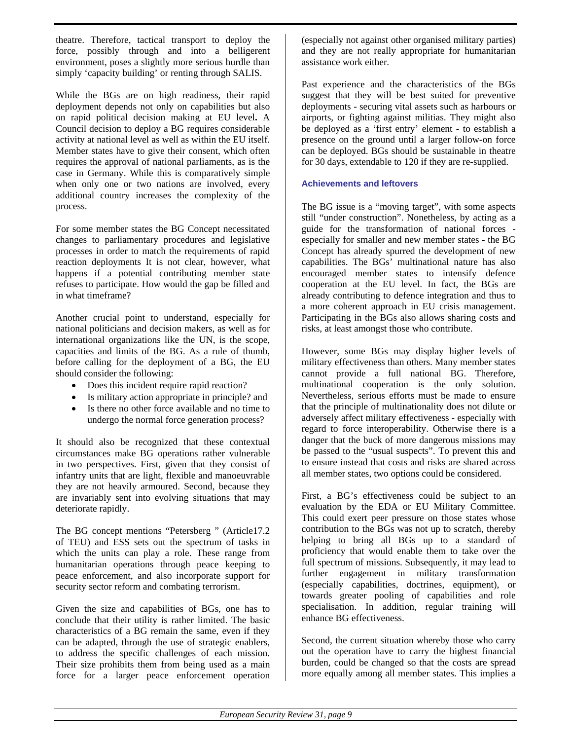theatre. Therefore, tactical transport to deploy the force, possibly through and into a belligerent environment, poses a slightly more serious hurdle than simply 'capacity building' or renting through SALIS.

While the BGs are on high readiness, their rapid deployment depends not only on capabilities but also on rapid political decision making at EU level**.** A Council decision to deploy a BG requires considerable activity at national level as well as within the EU itself. Member states have to give their consent, which often requires the approval of national parliaments, as is the case in Germany. While this is comparatively simple when only one or two nations are involved, every additional country increases the complexity of the process.

For some member states the BG Concept necessitated changes to parliamentary procedures and legislative processes in order to match the requirements of rapid reaction deployments It is not clear, however, what happens if a potential contributing member state refuses to participate. How would the gap be filled and in what timeframe?

Another crucial point to understand, especially for national politicians and decision makers, as well as for international organizations like the UN, is the scope, capacities and limits of the BG. As a rule of thumb, before calling for the deployment of a BG, the EU should consider the following:

- Does this incident require rapid reaction?
- Is military action appropriate in principle? and
- Is there no other force available and no time to undergo the normal force generation process?

It should also be recognized that these contextual circumstances make BG operations rather vulnerable in two perspectives. First, given that they consist of infantry units that are light, flexible and manoeuvrable they are not heavily armoured. Second, because they are invariably sent into evolving situations that may deteriorate rapidly.

The BG concept mentions "Petersberg " (Article17.2 of TEU) and ESS sets out the spectrum of tasks in which the units can play a role. These range from humanitarian operations through peace keeping to peace enforcement, and also incorporate support for security sector reform and combating terrorism.

Given the size and capabilities of BGs, one has to conclude that their utility is rather limited. The basic characteristics of a BG remain the same, even if they can be adapted, through the use of strategic enablers, to address the specific challenges of each mission. Their size prohibits them from being used as a main force for a larger peace enforcement operation (especially not against other organised military parties) and they are not really appropriate for humanitarian assistance work either.

Past experience and the characteristics of the BGs suggest that they will be best suited for preventive deployments - securing vital assets such as harbours or airports, or fighting against militias. They might also be deployed as a 'first entry' element - to establish a presence on the ground until a larger follow-on force can be deployed. BGs should be sustainable in theatre for 30 days, extendable to 120 if they are re-supplied.

### Achievements and leftovers

The BG issue is a "moving target", with some aspects still "under construction". Nonetheless, by acting as a guide for the transformation of national forces - especially for smaller and new member states - the BG Concept has already spurred the development of new capabilities. The BGs' multinational nature has also encouraged member states to intensify defence cooperation at the EU level. In fact, the BGs are already contributing to defence integration and thus to a more coherent approach in EU crisis management. Participating in the BGs also allows sharing costs and risks, at least amongst those who contribute.

However, some BGs may display higher levels of military effectiveness than others. Many member states cannot provide a full national BG. Therefore, multinational cooperation is the only solution. Nevertheless, serious efforts must be made to ensure that the principle of multinationality does not dilute or adversely affect military effectiveness - especially with regard to force interoperability. Otherwise there is a danger that the buck of more dangerous missions may be passed to the "usual suspects". To prevent this and to ensure instead that costs and risks are shared across all member states, two options could be considered.

First, a BG's effectiveness could be subject to an evaluation by the EDA or EU Military Committee. This could exert peer pressure on those states whose contribution to the BGs was not up to scratch, thereby helping to bring all BGs up to a standard of proficiency that would enable them to take over the full spectrum of missions. Subsequently, it may lead to further engagement in military transformation (especially capabilities, doctrines, equipment), or towards greater pooling of capabilities and role specialisation. In addition, regular training will enhance BG effectiveness.

Second, the current situation whereby those who carry out the operation have to carry the highest financial burden, could be changed so that the costs are spread more equally among all member states. This implies a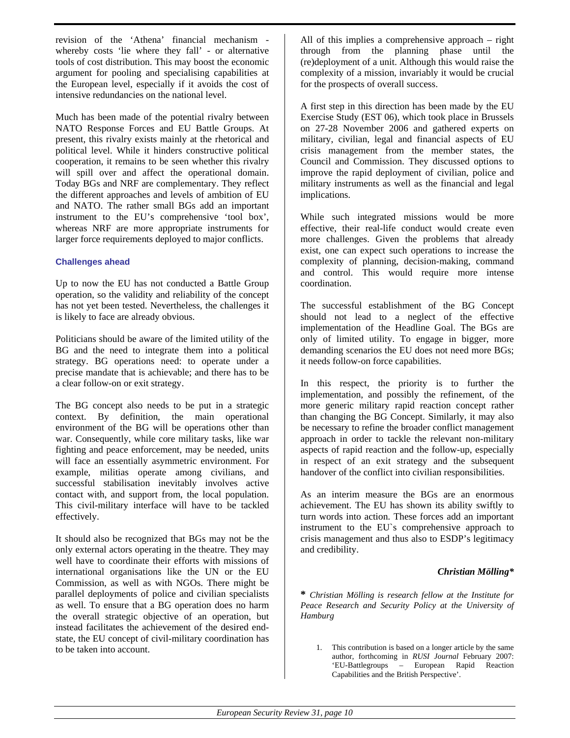revision of the 'Athena' financial mechanism - whereby costs 'lie where they fall' - or alternative tools of cost distribution. This may boost the economic argument for pooling and specialising capabilities at the European level, especially if it avoids the cost of intensive redundancies on the national level.

Much has been made of the potential rivalry between NATO Response Forces and EU Battle Groups. At present, this rivalry exists mainly at the rhetorical and political level. While it hinders constructive political cooperation, it remains to be seen whether this rivalry will spill over and affect the operational domain. Today BGs and NRF are complementary. They reflect the different approaches and levels of ambition of EU and NATO. The rather small BGs add an important instrument to the EU's comprehensive 'tool box', whereas NRF are more appropriate instruments for larger force requirements deployed to major conflicts.

### Challenges ahead

Up to now the EU has not conducted a Battle Group operation, so the validity and reliability of the concept has not yet been tested. Nevertheless, the challenges it is likely to face are already obvious.

Politicians should be aware of the limited utility of the BG and the need to integrate them into a political strategy. BG operations need: to operate under a precise mandate that is achievable; and there has to be a clear follow-on or exit strategy.

The BG concept also needs to be put in a strategic context. By definition, the main operational environment of the BG will be operations other than war. Consequently, while core military tasks, like war fighting and peace enforcement, may be needed, units will face an essentially asymmetric environment. For example, militias operate among civilians, and successful stabilisation inevitably involves active contact with, and support from, the local population. This civil-military interface will have to be tackled effectively.

It should also be recognized that BGs may not be the only external actors operating in the theatre. They may well have to coordinate their efforts with missions of international organisations like the UN or the EU Commission, as well as with NGOs. There might be parallel deployments of police and civilian specialists as well. To ensure that a BG operation does no harm the overall strategic objective of an operation, but instead facilitates the achievement of the desired end-state, the EU concept of civil-military coordination has to be taken into account.

All of this implies a comprehensive approach – right through from the planning phase until the (re)deployment of a unit. Although this would raise the complexity of a mission, invariably it would be crucial for the prospects of overall success.

A first step in this direction has been made by the EU Exercise Study (EST 06), which took place in Brussels on 27-28 November 2006 and gathered experts on military, civilian, legal and financial aspects of EU crisis management from the member states, the Council and Commission. They discussed options to improve the rapid deployment of civilian, police and military instruments as well as the financial and legal implications.

While such integrated missions would be more effective, their real-life conduct would create even more challenges. Given the problems that already exist, one can expect such operations to increase the complexity of planning, decision-making, command and control. This would require more intense coordination.

The successful establishment of the BG Concept should not lead to a neglect of the effective implementation of the Headline Goal. The BGs are only of limited utility. To engage in bigger, more demanding scenarios the EU does not need more BGs; it needs follow-on force capabilities.

In this respect, the priority is to further the implementation, and possibly the refinement, of the more generic military rapid reaction concept rather than changing the BG Concept. Similarly, it may also be necessary to refine the broader conflict management approach in order to tackle the relevant non-military aspects of rapid reaction and the follow-up, especially in respect of an exit strategy and the subsequent handover of the conflict into civilian responsibilities.

As an interim measure the BGs are an enormous achievement. The EU has shown its ability swiftly to turn words into action. These forces add an important instrument to the EU`s comprehensive approach to crisis management and thus also to ESDP's legitimacy and credibility.

***Christian Mölling****

**\*** *Christian Mölling is research fellow at the Institute for Peace Research and Security Policy at the University of Hamburg*

1. This contribution is based on a longer article by the same author, forthcoming in *RUSI Journal* February 2007: 'EU-Battlegroups – European Rapid Reaction Capabilities and the British Perspective'.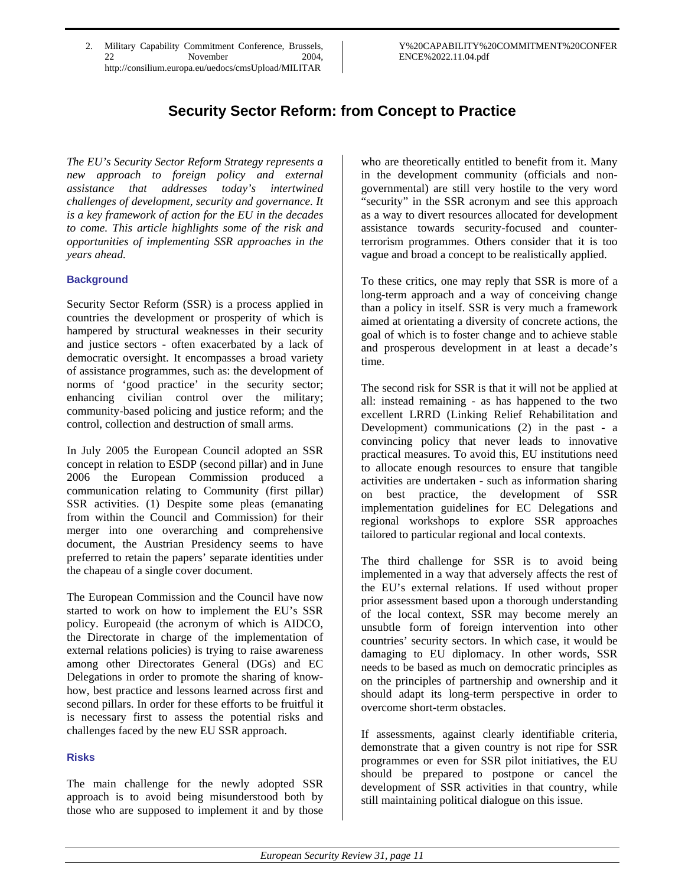2. Military Capability Commitment Conference, Brussels, 22 November 2004, http://consilium.europa.eu/uedocs/cmsUpload/MILITARY%20CAPABILITY%20COMMITMENT%20CONFERENCE%2022.11.04.pdf

# Security Sector Reform: from Concept to Practice

*The EU's Security Sector Reform Strategy represents a new approach to foreign policy and external assistance that addresses today's intertwined challenges of development, security and governance. It is a key framework of action for the EU in the decades to come. This article highlights some of the risk and opportunities of implementing SSR approaches in the years ahead.*

## Background

Security Sector Reform (SSR) is a process applied in countries the development or prosperity of which is hampered by structural weaknesses in their security and justice sectors - often exacerbated by a lack of democratic oversight. It encompasses a broad variety of assistance programmes, such as: the development of norms of 'good practice' in the security sector; enhancing civilian control over the military; community-based policing and justice reform; and the control, collection and destruction of small arms.

In July 2005 the European Council adopted an SSR concept in relation to ESDP (second pillar) and in June 2006 the European Commission produced a communication relating to Community (first pillar) SSR activities. (1) Despite some pleas (emanating from within the Council and Commission) for their merger into one overarching and comprehensive document, the Austrian Presidency seems to have preferred to retain the papers' separate identities under the chapeau of a single cover document.

The European Commission and the Council have now started to work on how to implement the EU's SSR policy. Europeaid (the acronym of which is AIDCO, the Directorate in charge of the implementation of external relations policies) is trying to raise awareness among other Directorates General (DGs) and EC Delegations in order to promote the sharing of know-how, best practice and lessons learned across first and second pillars. In order for these efforts to be fruitful it is necessary first to assess the potential risks and challenges faced by the new EU SSR approach.

## Risks

The main challenge for the newly adopted SSR approach is to avoid being misunderstood both by those who are supposed to implement it and by those who are theoretically entitled to benefit from it. Many in the development community (officials and non-governmental) are still very hostile to the very word "security" in the SSR acronym and see this approach as a way to divert resources allocated for development assistance towards security-focused and counter-terrorism programmes. Others consider that it is too vague and broad a concept to be realistically applied.

To these critics, one may reply that SSR is more of a long-term approach and a way of conceiving change than a policy in itself. SSR is very much a framework aimed at orientating a diversity of concrete actions, the goal of which is to foster change and to achieve stable and prosperous development in at least a decade's time.

The second risk for SSR is that it will not be applied at all: instead remaining - as has happened to the two excellent LRRD (Linking Relief Rehabilitation and Development) communications (2) in the past - a convincing policy that never leads to innovative practical measures. To avoid this, EU institutions need to allocate enough resources to ensure that tangible activities are undertaken - such as information sharing on best practice, the development of SSR implementation guidelines for EC Delegations and regional workshops to explore SSR approaches tailored to particular regional and local contexts.

The third challenge for SSR is to avoid being implemented in a way that adversely affects the rest of the EU's external relations. If used without proper prior assessment based upon a thorough understanding of the local context, SSR may become merely an unsubtle form of foreign intervention into other countries' security sectors. In which case, it would be damaging to EU diplomacy. In other words, SSR needs to be based as much on democratic principles as on the principles of partnership and ownership and it should adapt its long-term perspective in order to overcome short-term obstacles.

If assessments, against clearly identifiable criteria, demonstrate that a given country is not ripe for SSR programmes or even for SSR pilot initiatives, the EU should be prepared to postpone or cancel the development of SSR activities in that country, while still maintaining political dialogue on this issue.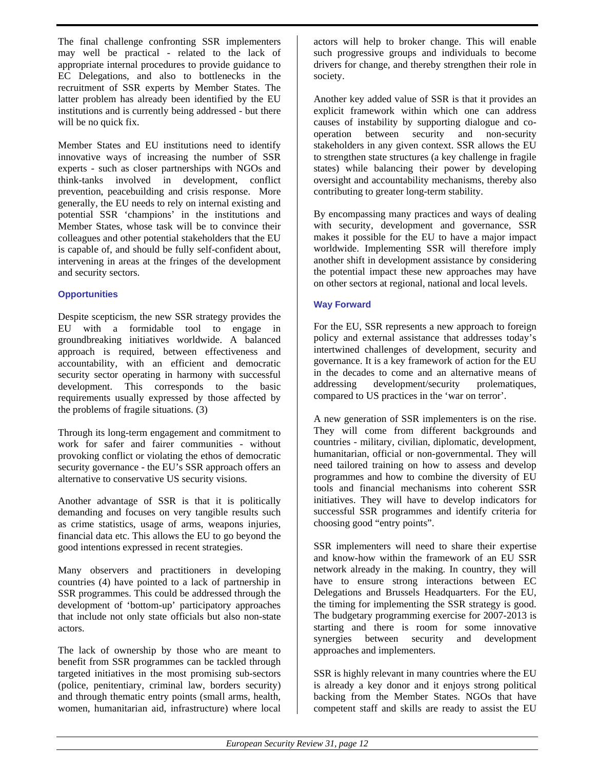The final challenge confronting SSR implementers may well be practical - related to the lack of appropriate internal procedures to provide guidance to EC Delegations, and also to bottlenecks in the recruitment of SSR experts by Member States. The latter problem has already been identified by the EU institutions and is currently being addressed - but there will be no quick fix.

Member States and EU institutions need to identify innovative ways of increasing the number of SSR experts - such as closer partnerships with NGOs and think-tanks involved in development, conflict prevention, peacebuilding and crisis response. More generally, the EU needs to rely on internal existing and potential SSR 'champions' in the institutions and Member States, whose task will be to convince their colleagues and other potential stakeholders that the EU is capable of, and should be fully self-confident about, intervening in areas at the fringes of the development and security sectors.

#### Opportunities

Despite scepticism, the new SSR strategy provides the EU with a formidable tool to engage in groundbreaking initiatives worldwide. A balanced approach is required, between effectiveness and accountability, with an efficient and democratic security sector operating in harmony with successful development. This corresponds to the basic requirements usually expressed by those affected by the problems of fragile situations. (3)

Through its long-term engagement and commitment to work for safer and fairer communities - without provoking conflict or violating the ethos of democratic security governance - the EU's SSR approach offers an alternative to conservative US security visions.

Another advantage of SSR is that it is politically demanding and focuses on very tangible results such as crime statistics, usage of arms, weapons injuries, financial data etc. This allows the EU to go beyond the good intentions expressed in recent strategies.

Many observers and practitioners in developing countries (4) have pointed to a lack of partnership in SSR programmes. This could be addressed through the development of 'bottom-up' participatory approaches that include not only state officials but also non-state actors.

The lack of ownership by those who are meant to benefit from SSR programmes can be tackled through targeted initiatives in the most promising sub-sectors (police, penitentiary, criminal law, borders security) and through thematic entry points (small arms, health, women, humanitarian aid, infrastructure) where local actors will help to broker change. This will enable such progressive groups and individuals to become drivers for change, and thereby strengthen their role in society.

Another key added value of SSR is that it provides an explicit framework within which one can address causes of instability by supporting dialogue and co-operation between security and non-security stakeholders in any given context. SSR allows the EU to strengthen state structures (a key challenge in fragile states) while balancing their power by developing oversight and accountability mechanisms, thereby also contributing to greater long-term stability.

By encompassing many practices and ways of dealing with security, development and governance, SSR makes it possible for the EU to have a major impact worldwide. Implementing SSR will therefore imply another shift in development assistance by considering the potential impact these new approaches may have on other sectors at regional, national and local levels.

#### Way Forward

For the EU, SSR represents a new approach to foreign policy and external assistance that addresses today's intertwined challenges of development, security and governance. It is a key framework of action for the EU in the decades to come and an alternative means of addressing development/security prolematiques, compared to US practices in the 'war on terror'.

A new generation of SSR implementers is on the rise. They will come from different backgrounds and countries - military, civilian, diplomatic, development, humanitarian, official or non-governmental. They will need tailored training on how to assess and develop programmes and how to combine the diversity of EU tools and financial mechanisms into coherent SSR initiatives. They will have to develop indicators for successful SSR programmes and identify criteria for choosing good "entry points".

SSR implementers will need to share their expertise and know-how within the framework of an EU SSR network already in the making. In country, they will have to ensure strong interactions between EC Delegations and Brussels Headquarters. For the EU, the timing for implementing the SSR strategy is good. The budgetary programming exercise for 2007-2013 is starting and there is room for some innovative synergies between security and development approaches and implementers.

SSR is highly relevant in many countries where the EU is already a key donor and it enjoys strong political backing from the Member States. NGOs that have competent staff and skills are ready to assist the EU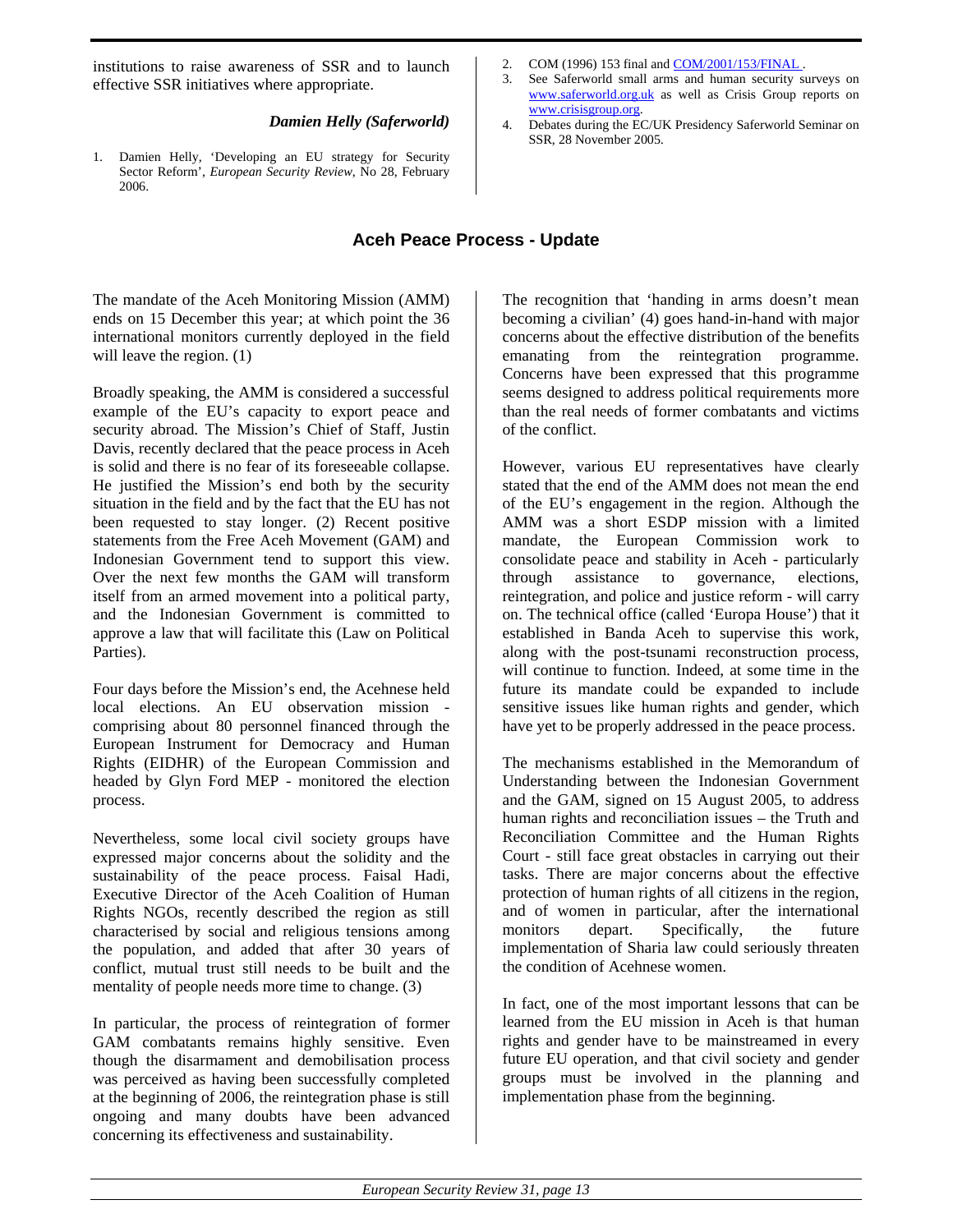institutions to raise awareness of SSR and to launch effective SSR initiatives where appropriate.

***Damien Helly (Saferworld)***

1. Damien Helly, 'Developing an EU strategy for Security Sector Reform', *European Security Review*, No 28, February 2006.
2. COM (1996) 153 final and COM/2001/153/FINAL .
3. See Saferworld small arms and human security surveys on www.saferworld.org.uk as well as Crisis Group reports on www.crisisgroup.org.
4. Debates during the EC/UK Presidency Saferworld Seminar on SSR, 28 November 2005.

## Aceh Peace Process - Update

The mandate of the Aceh Monitoring Mission (AMM) ends on 15 December this year; at which point the 36 international monitors currently deployed in the field will leave the region. (1)

Broadly speaking, the AMM is considered a successful example of the EU's capacity to export peace and security abroad. The Mission's Chief of Staff, Justin Davis, recently declared that the peace process in Aceh is solid and there is no fear of its foreseeable collapse. He justified the Mission's end both by the security situation in the field and by the fact that the EU has not been requested to stay longer. (2) Recent positive statements from the Free Aceh Movement (GAM) and Indonesian Government tend to support this view. Over the next few months the GAM will transform itself from an armed movement into a political party, and the Indonesian Government is committed to approve a law that will facilitate this (Law on Political Parties).

Four days before the Mission's end, the Acehnese held local elections. An EU observation mission - comprising about 80 personnel financed through the European Instrument for Democracy and Human Rights (EIDHR) of the European Commission and headed by Glyn Ford MEP - monitored the election process.

Nevertheless, some local civil society groups have expressed major concerns about the solidity and the sustainability of the peace process. Faisal Hadi, Executive Director of the Aceh Coalition of Human Rights NGOs, recently described the region as still characterised by social and religious tensions among the population, and added that after 30 years of conflict, mutual trust still needs to be built and the mentality of people needs more time to change. (3)

In particular, the process of reintegration of former GAM combatants remains highly sensitive. Even though the disarmament and demobilisation process was perceived as having been successfully completed at the beginning of 2006, the reintegration phase is still ongoing and many doubts have been advanced concerning its effectiveness and sustainability.

The recognition that 'handing in arms doesn't mean becoming a civilian' (4) goes hand-in-hand with major concerns about the effective distribution of the benefits emanating from the reintegration programme. Concerns have been expressed that this programme seems designed to address political requirements more than the real needs of former combatants and victims of the conflict.

However, various EU representatives have clearly stated that the end of the AMM does not mean the end of the EU's engagement in the region. Although the AMM was a short ESDP mission with a limited mandate, the European Commission work to consolidate peace and stability in Aceh - particularly through assistance to governance, elections, reintegration, and police and justice reform - will carry on. The technical office (called 'Europa House') that it established in Banda Aceh to supervise this work, along with the post-tsunami reconstruction process, will continue to function. Indeed, at some time in the future its mandate could be expanded to include sensitive issues like human rights and gender, which have yet to be properly addressed in the peace process.

The mechanisms established in the Memorandum of Understanding between the Indonesian Government and the GAM, signed on 15 August 2005, to address human rights and reconciliation issues – the Truth and Reconciliation Committee and the Human Rights Court - still face great obstacles in carrying out their tasks. There are major concerns about the effective protection of human rights of all citizens in the region, and of women in particular, after the international monitors depart. Specifically, the future implementation of Sharia law could seriously threaten the condition of Acehnese women.

In fact, one of the most important lessons that can be learned from the EU mission in Aceh is that human rights and gender have to be mainstreamed in every future EU operation, and that civil society and gender groups must be involved in the planning and implementation phase from the beginning.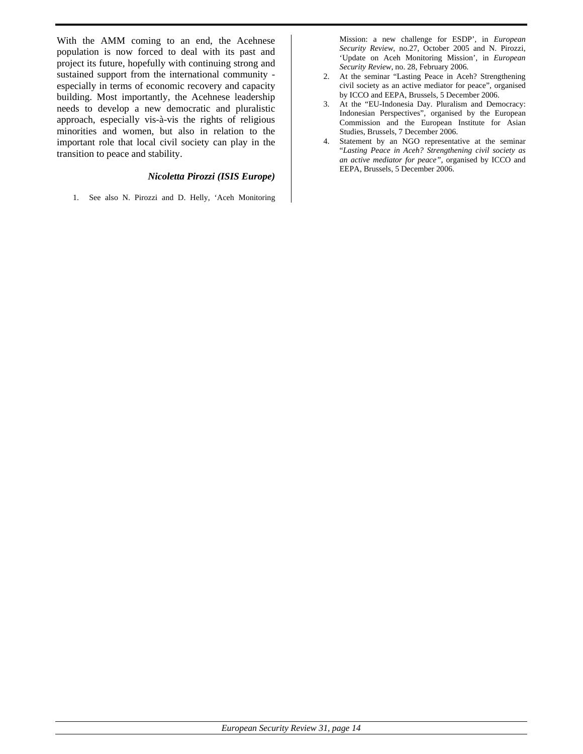With the AMM coming to an end, the Acehnese population is now forced to deal with its past and project its future, hopefully with continuing strong and sustained support from the international community - especially in terms of economic recovery and capacity building. Most importantly, the Acehnese leadership needs to develop a new democratic and pluralistic approach, especially vis-à-vis the rights of religious minorities and women, but also in relation to the important role that local civil society can play in the transition to peace and stability.

***Nicoletta Pirozzi (ISIS Europe)***

1. See also N. Pirozzi and D. Helly, 'Aceh Monitoring Mission: a new challenge for ESDP', in *European Security Review*, no.27, October 2005 and N. Pirozzi, 'Update on Aceh Monitoring Mission', in *European Security Review*, no. 28, February 2006.
2. At the seminar "Lasting Peace in Aceh? Strengthening civil society as an active mediator for peace", organised by ICCO and EEPA, Brussels, 5 December 2006.
3. At the "EU-Indonesia Day. Pluralism and Democracy: Indonesian Perspectives", organised by the European Commission and the European Institute for Asian Studies, Brussels, 7 December 2006.
4. Statement by an NGO representative at the seminar "*Lasting Peace in Aceh? Strengthening civil society as an active mediator for peace"*, organised by ICCO and EEPA, Brussels, 5 December 2006.